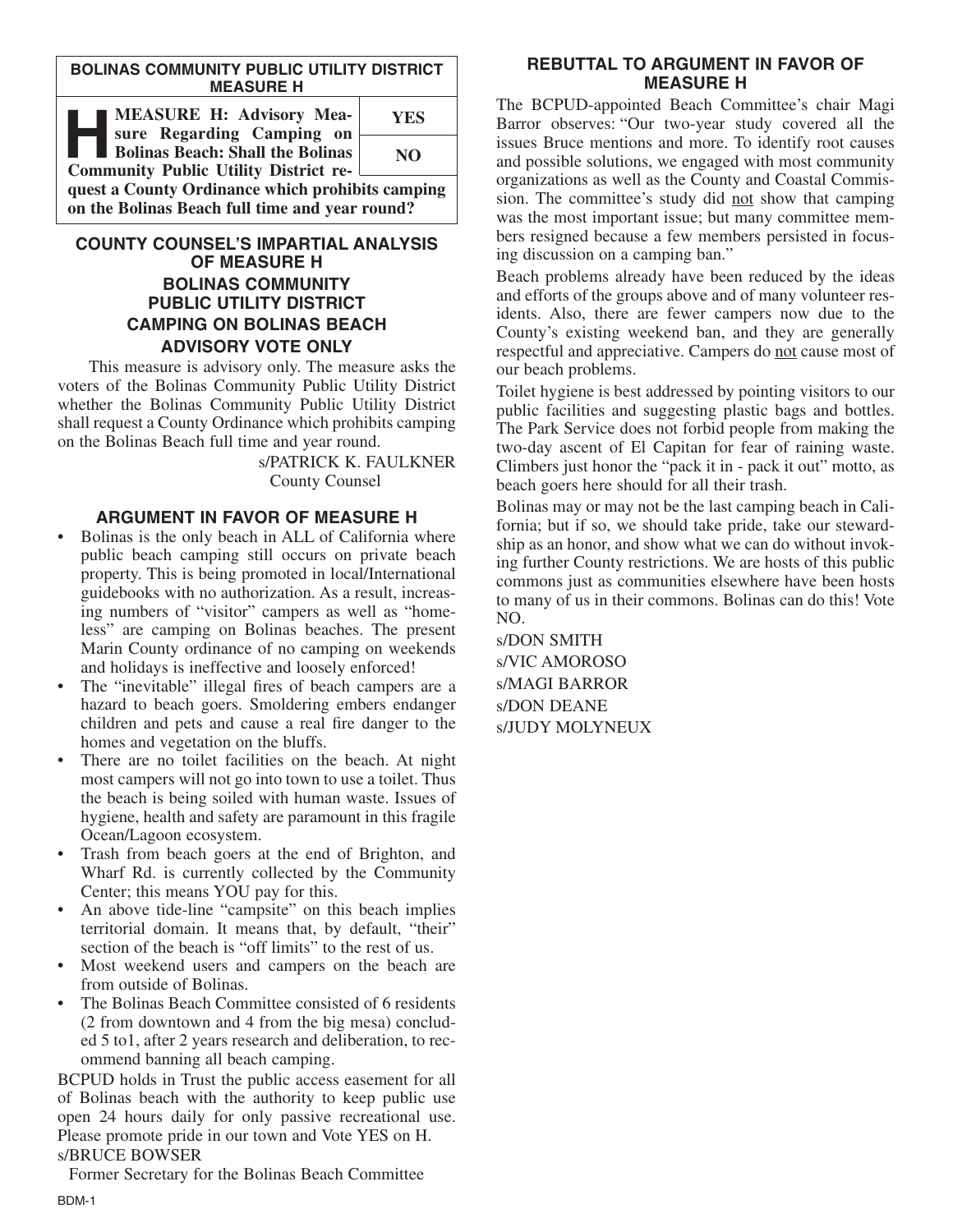## BOLINAS COMMUNITY PUBLIC UTILITY DISTRICT MEASURE H

| **H MEASURE H: Advisory Measure Regarding Camping on Bolinas Beach: Shall the Bolinas Community Public Utility District request a County Ordinance which prohibits camping on the Bolinas Beach full time and year round?** | **YES** |
| --- | --- |
| | **NO** |

## COUNTY COUNSEL'S IMPARTIAL ANALYSIS OF MEASURE H

### BOLINAS COMMUNITY PUBLIC UTILITY DISTRICT CAMPING ON BOLINAS BEACH ADVISORY VOTE ONLY

This measure is advisory only. The measure asks the voters of the Bolinas Community Public Utility District whether the Bolinas Community Public Utility District shall request a County Ordinance which prohibits camping on the Bolinas Beach full time and year round.

s/PATRICK K. FAULKNER
County Counsel

## ARGUMENT IN FAVOR OF MEASURE H

- Bolinas is the only beach in ALL of California where public beach camping still occurs on private beach property. This is being promoted in local/International guidebooks with no authorization. As a result, increasing numbers of "visitor" campers as well as "homeless" are camping on Bolinas beaches. The present Marin County ordinance of no camping on weekends and holidays is ineffective and loosely enforced!
- The "inevitable" illegal fires of beach campers are a hazard to beach goers. Smoldering embers endanger children and pets and cause a real fire danger to the homes and vegetation on the bluffs.
- There are no toilet facilities on the beach. At night most campers will not go into town to use a toilet. Thus the beach is being soiled with human waste. Issues of hygiene, health and safety are paramount in this fragile Ocean/Lagoon ecosystem.
- Trash from beach goers at the end of Brighton, and Wharf Rd. is currently collected by the Community Center; this means YOU pay for this.
- An above tide-line "campsite" on this beach implies territorial domain. It means that, by default, "their" section of the beach is "off limits" to the rest of us.
- Most weekend users and campers on the beach are from outside of Bolinas.
- The Bolinas Beach Committee consisted of 6 residents (2 from downtown and 4 from the big mesa) concluded 5 to1, after 2 years research and deliberation, to recommend banning all beach camping.

BCPUD holds in Trust the public access easement for all of Bolinas beach with the authority to keep public use open 24 hours daily for only passive recreational use. Please promote pride in our town and Vote YES on H.

s/BRUCE BOWSER
Former Secretary for the Bolinas Beach Committee

## REBUTTAL TO ARGUMENT IN FAVOR OF MEASURE H

The BCPUD-appointed Beach Committee's chair Magi Barror observes: "Our two-year study covered all the issues Bruce mentions and more. To identify root causes and possible solutions, we engaged with most community organizations as well as the County and Coastal Commission. The committee's study did not show that camping was the most important issue; but many committee members resigned because a few members persisted in focusing discussion on a camping ban."

Beach problems already have been reduced by the ideas and efforts of the groups above and of many volunteer residents. Also, there are fewer campers now due to the County's existing weekend ban, and they are generally respectful and appreciative. Campers do not cause most of our beach problems.

Toilet hygiene is best addressed by pointing visitors to our public facilities and suggesting plastic bags and bottles. The Park Service does not forbid people from making the two-day ascent of El Capitan for fear of raining waste. Climbers just honor the "pack it in - pack it out" motto, as beach goers here should for all their trash.

Bolinas may or may not be the last camping beach in California; but if so, we should take pride, take our stewardship as an honor, and show what we can do without invoking further County restrictions. We are hosts of this public commons just as communities elsewhere have been hosts to many of us in their commons. Bolinas can do this! Vote NO.

s/DON SMITH
s/VIC AMOROSO
s/MAGI BARROR
s/DON DEANE
s/JUDY MOLYNEUX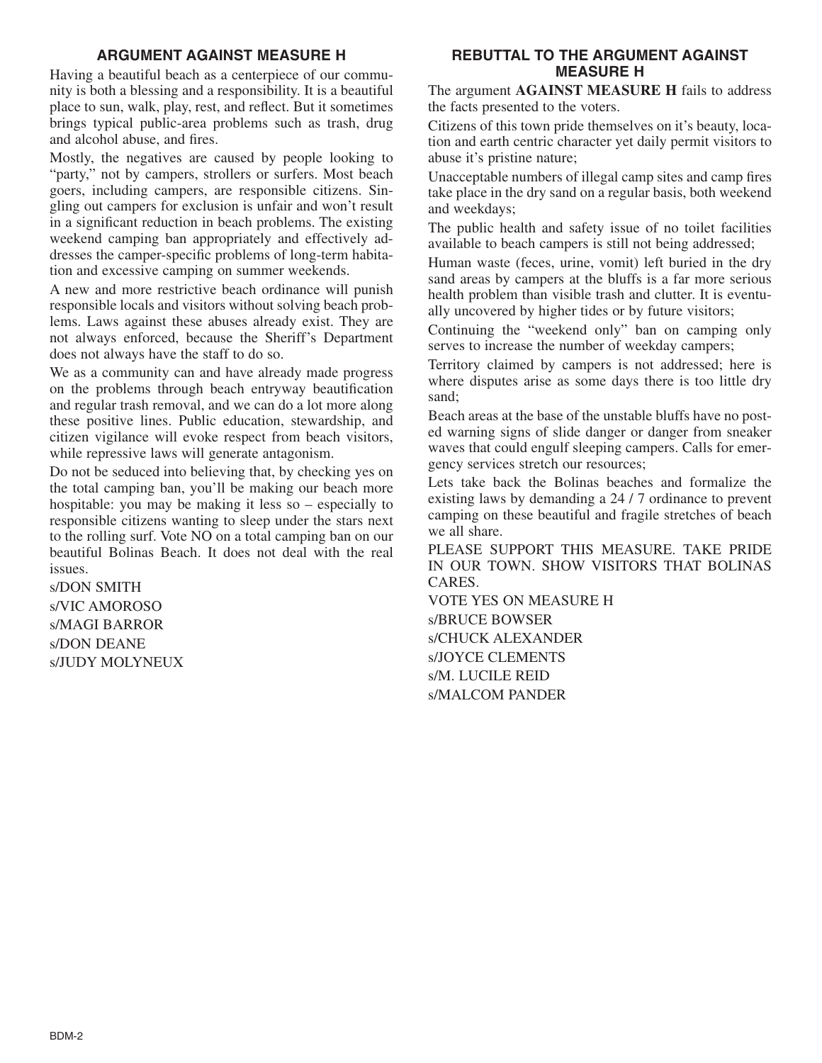## ARGUMENT AGAINST MEASURE H

Having a beautiful beach as a centerpiece of our community is both a blessing and a responsibility. It is a beautiful place to sun, walk, play, rest, and reflect. But it sometimes brings typical public-area problems such as trash, drug and alcohol abuse, and fires.

Mostly, the negatives are caused by people looking to "party," not by campers, strollers or surfers. Most beach goers, including campers, are responsible citizens. Singling out campers for exclusion is unfair and won't result in a significant reduction in beach problems. The existing weekend camping ban appropriately and effectively addresses the camper-specific problems of long-term habitation and excessive camping on summer weekends.

A new and more restrictive beach ordinance will punish responsible locals and visitors without solving beach problems. Laws against these abuses already exist. They are not always enforced, because the Sheriff's Department does not always have the staff to do so.

We as a community can and have already made progress on the problems through beach entryway beautification and regular trash removal, and we can do a lot more along these positive lines. Public education, stewardship, and citizen vigilance will evoke respect from beach visitors, while repressive laws will generate antagonism.

Do not be seduced into believing that, by checking yes on the total camping ban, you'll be making our beach more hospitable: you may be making it less so – especially to responsible citizens wanting to sleep under the stars next to the rolling surf. Vote NO on a total camping ban on our beautiful Bolinas Beach. It does not deal with the real issues.

s/DON SMITH
s/VIC AMOROSO
s/MAGI BARROR
s/DON DEANE
s/JUDY MOLYNEUX

## REBUTTAL TO THE ARGUMENT AGAINST MEASURE H

The argument **AGAINST MEASURE H** fails to address the facts presented to the voters.

Citizens of this town pride themselves on it's beauty, location and earth centric character yet daily permit visitors to abuse it's pristine nature;

Unacceptable numbers of illegal camp sites and camp fires take place in the dry sand on a regular basis, both weekend and weekdays;

The public health and safety issue of no toilet facilities available to beach campers is still not being addressed;

Human waste (feces, urine, vomit) left buried in the dry sand areas by campers at the bluffs is a far more serious health problem than visible trash and clutter. It is eventually uncovered by higher tides or by future visitors;

Continuing the "weekend only" ban on camping only serves to increase the number of weekday campers;

Territory claimed by campers is not addressed; here is where disputes arise as some days there is too little dry sand;

Beach areas at the base of the unstable bluffs have no posted warning signs of slide danger or danger from sneaker waves that could engulf sleeping campers. Calls for emergency services stretch our resources;

Lets take back the Bolinas beaches and formalize the existing laws by demanding a 24 / 7 ordinance to prevent camping on these beautiful and fragile stretches of beach we all share.

PLEASE SUPPORT THIS MEASURE. TAKE PRIDE IN OUR TOWN. SHOW VISITORS THAT BOLINAS CARES.

VOTE YES ON MEASURE H

s/BRUCE BOWSER
s/CHUCK ALEXANDER
s/JOYCE CLEMENTS
s/M. LUCILE REID
s/MALCOM PANDER